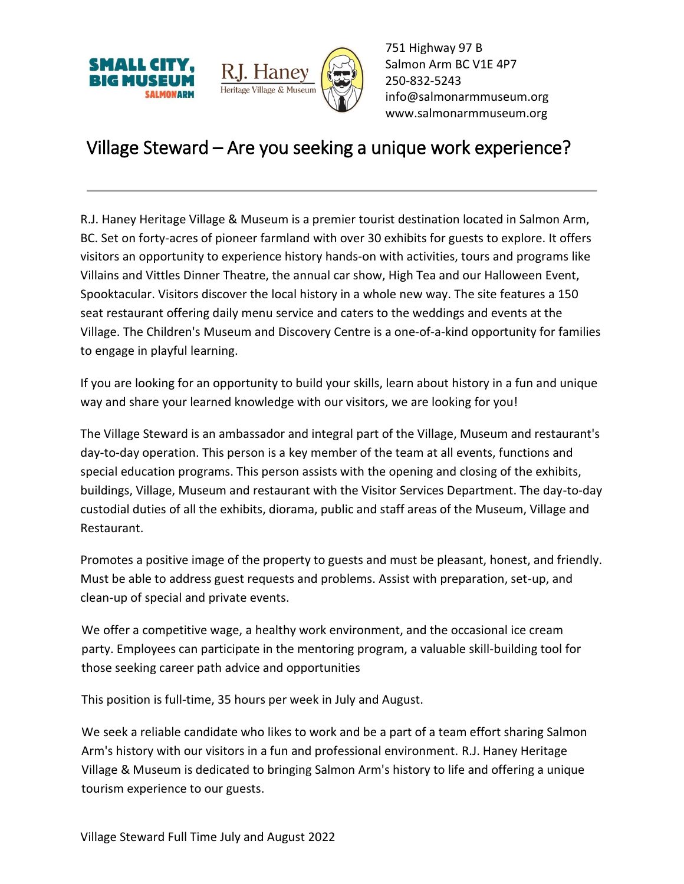SMALL CITY, BIG MUSEUM
SALMON ARM

R.J. Haney
Heritage Village & Museum

751 Highway 97 B
Salmon Arm BC V1E 4P7
250-832-5243
info@salmonarmmuseum.org
www.salmonarmmuseum.org

# Village Steward – Are you seeking a unique work experience?

---

R.J. Haney Heritage Village & Museum is a premier tourist destination located in Salmon Arm, BC. Set on forty-acres of pioneer farmland with over 30 exhibits for guests to explore. It offers visitors an opportunity to experience history hands-on with activities, tours and programs like Villains and Vittles Dinner Theatre, the annual car show, High Tea and our Halloween Event, Spooktacular. Visitors discover the local history in a whole new way. The site features a 150 seat restaurant offering daily menu service and caters to the weddings and events at the Village. The Children's Museum and Discovery Centre is a one-of-a-kind opportunity for families to engage in playful learning.

If you are looking for an opportunity to build your skills, learn about history in a fun and unique way and share your learned knowledge with our visitors, we are looking for you!

The Village Steward is an ambassador and integral part of the Village, Museum and restaurant's day-to-day operation. This person is a key member of the team at all events, functions and special education programs. This person assists with the opening and closing of the exhibits, buildings, Village, Museum and restaurant with the Visitor Services Department. The day-to-day custodial duties of all the exhibits, diorama, public and staff areas of the Museum, Village and Restaurant.

Promotes a positive image of the property to guests and must be pleasant, honest, and friendly. Must be able to address guest requests and problems. Assist with preparation, set-up, and clean-up of special and private events.

We offer a competitive wage, a healthy work environment, and the occasional ice cream party. Employees can participate in the mentoring program, a valuable skill-building tool for those seeking career path advice and opportunities

This position is full-time, 35 hours per week in July and August.

We seek a reliable candidate who likes to work and be a part of a team effort sharing Salmon Arm's history with our visitors in a fun and professional environment. R.J. Haney Heritage Village & Museum is dedicated to bringing Salmon Arm's history to life and offering a unique tourism experience to our guests.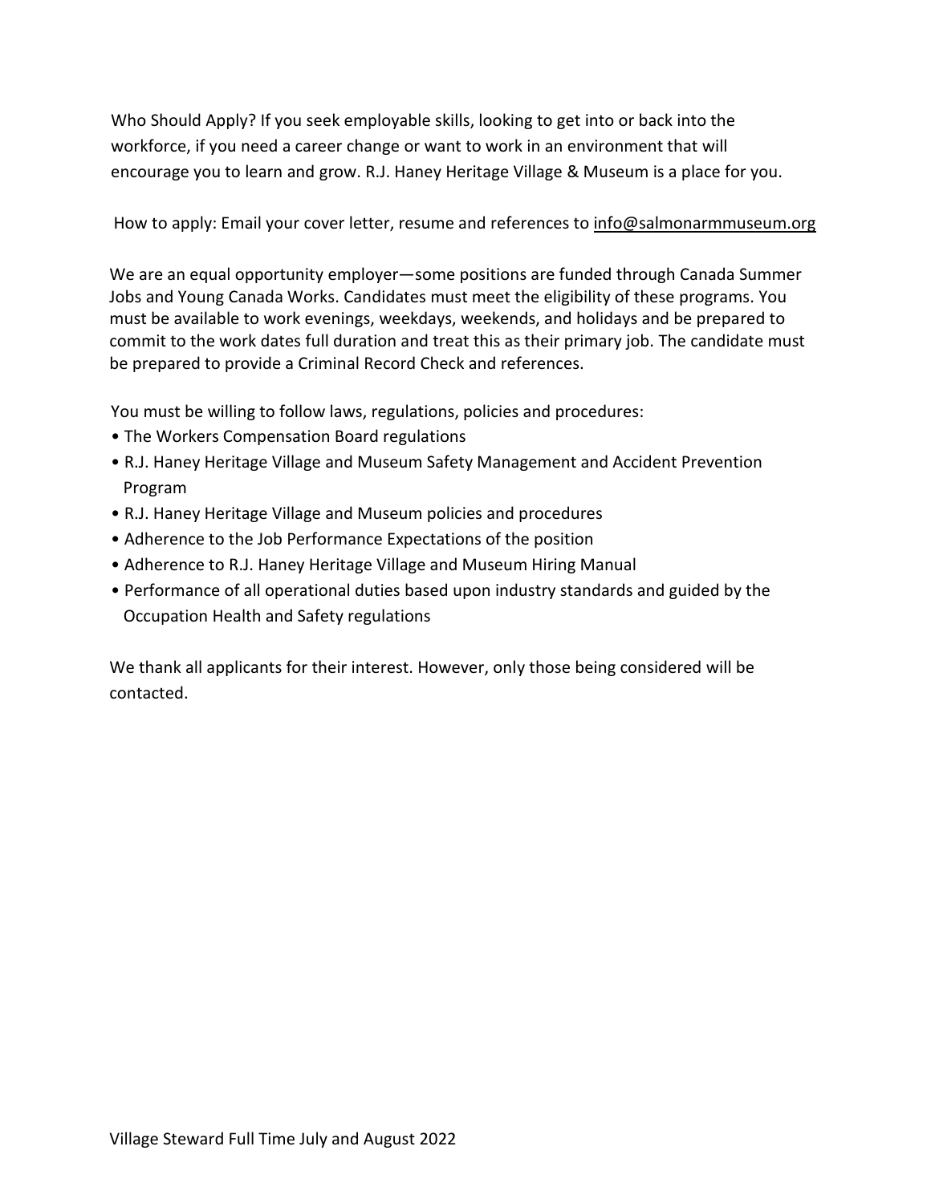Who Should Apply? If you seek employable skills, looking to get into or back into the workforce, if you need a career change or want to work in an environment that will encourage you to learn and grow. R.J. Haney Heritage Village & Museum is a place for you.

How to apply: Email your cover letter, resume and references to info@salmonarmmuseum.org

We are an equal opportunity employer—some positions are funded through Canada Summer Jobs and Young Canada Works. Candidates must meet the eligibility of these programs. You must be available to work evenings, weekdays, weekends, and holidays and be prepared to commit to the work dates full duration and treat this as their primary job. The candidate must be prepared to provide a Criminal Record Check and references.

You must be willing to follow laws, regulations, policies and procedures:

- The Workers Compensation Board regulations
- R.J. Haney Heritage Village and Museum Safety Management and Accident Prevention Program
- R.J. Haney Heritage Village and Museum policies and procedures
- Adherence to the Job Performance Expectations of the position
- Adherence to R.J. Haney Heritage Village and Museum Hiring Manual
- Performance of all operational duties based upon industry standards and guided by the Occupation Health and Safety regulations

We thank all applicants for their interest. However, only those being considered will be contacted.